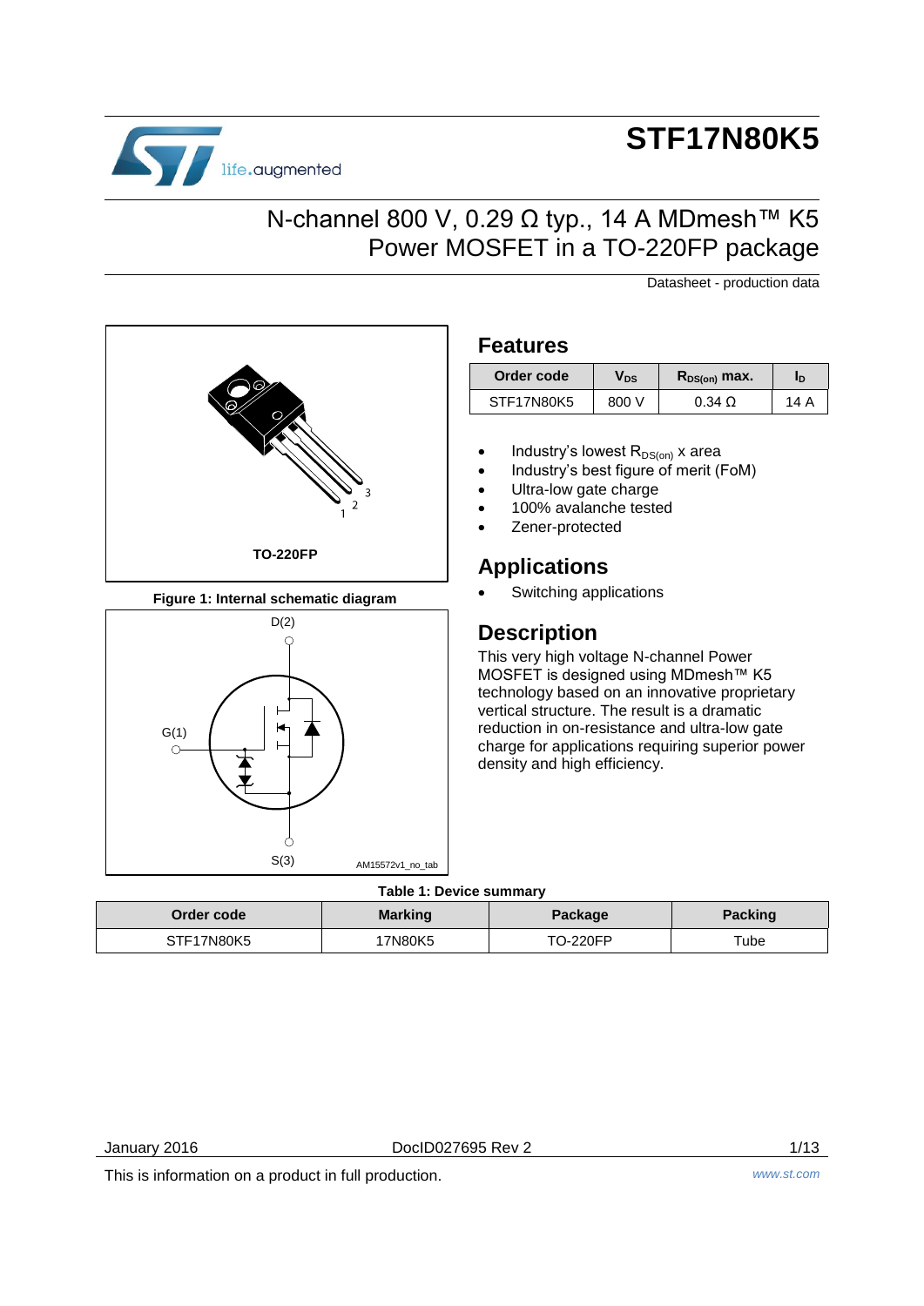# STF17N80K5

## N-channel 800 V, 0.29 Ω typ., 14 A MDmesh™ K5 Power MOSFET in a TO-220FP package

Datasheet - production data

TO-220FP

Figure 1: Internal schematic diagram

## Features

| Order code | $V_{DS}$ | $R_{DS(on)}$ max. | $I_D$ |
|---|---|---|---|
| STF17N80K5 | 800 V | 0.34 Ω | 14 A |

- Industry's lowest $R_{DS(on)}$ x area
- Industry's best figure of merit (FoM)
- Ultra-low gate charge
- 100% avalanche tested
- Zener-protected

## Applications

- Switching applications

## Description

This very high voltage N-channel Power MOSFET is designed using MDmesh™ K5 technology based on an innovative proprietary vertical structure. The result is a dramatic reduction in on-resistance and ultra-low gate charge for applications requiring superior power density and high efficiency.

Table 1: Device summary

| Order code | Marking | Package | Packing |
|---|---|---|---|
| STF17N80K5 | 17N80K5 | TO-220FP | Tube |

January 2016 DocID027695 Rev 2

This is information on a product in full production.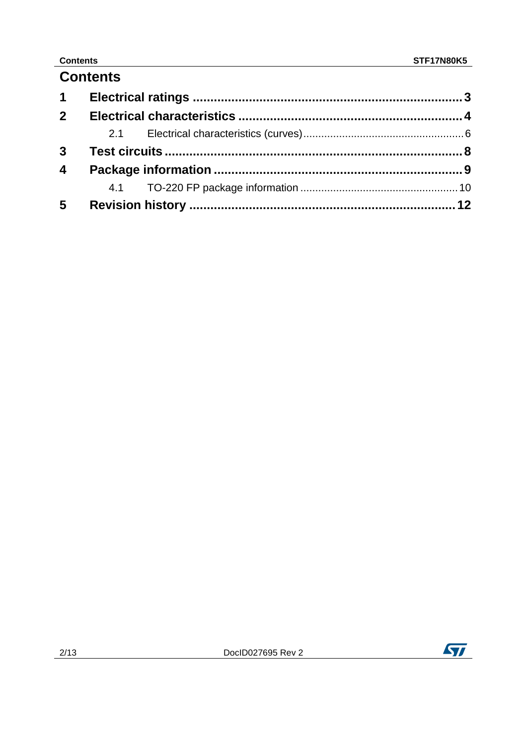# Contents

**1 Electrical ratings** .......... **3**

**2 Electrical characteristics** .......... **4**

- 2.1 Electrical characteristics (curves) .......... 6

**3 Test circuits** .......... **8**

**4 Package information** .......... **9**

- 4.1 TO-220 FP package information .......... 10

**5 Revision history** .......... **12**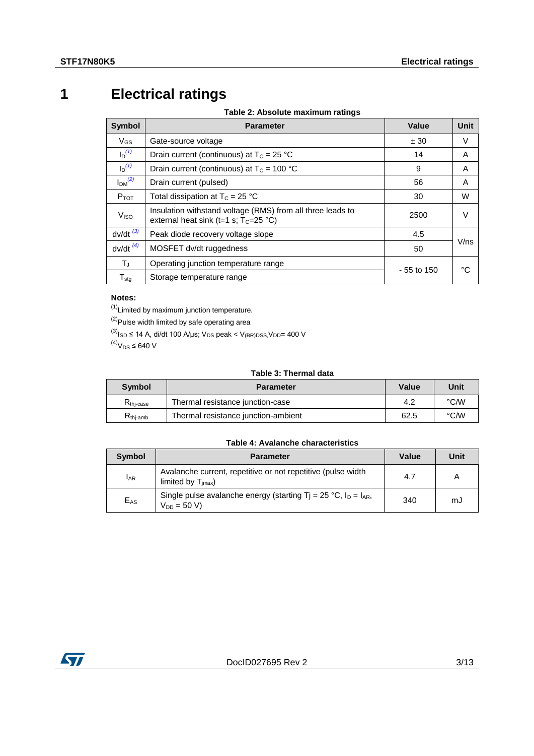# 1 Electrical ratings

**Table 2: Absolute maximum ratings**

| Symbol | Parameter | Value | Unit |
|---|---|---|---|
| $V_{GS}$ | Gate-source voltage | ± 30 | V |
| $I_D$ [(1)] | Drain current (continuous) at $T_C$ = 25 °C | 14 | A |
| $I_D$ [(1)] | Drain current (continuous) at $T_C$ = 100 °C | 9 | A |
| $I_{DM}$ [(2)] | Drain current (pulsed) | 56 | A |
| $P_{TOT}$ | Total dissipation at $T_C$ = 25 °C | 30 | W |
| $V_{ISO}$ | Insulation withstand voltage (RMS) from all three leads to external heat sink (t=1 s; $T_C$=25 °C) | 2500 | V |
| dv/dt [(3)] | Peak diode recovery voltage slope | 4.5 | V/ns |
| dv/dt [(4)] | MOSFET dv/dt ruggedness | 50 | |
| $T_J$ | Operating junction temperature range | - 55 to 150 | °C |
| $T_{stg}$ | Storage temperature range | | |

**Notes:**

[(1)]Limited by maximum junction temperature.

[(2)]Pulse width limited by safe operating area

[(3)]$I_{SD}$ ≤ 14 A, di/dt 100 A/µs; $V_{DS}$ peak < $V_{(BR)DSS}$, $V_{DD}$= 400 V

[(4)]$V_{DS}$ ≤ 640 V

**Table 3: Thermal data**

| Symbol | Parameter | Value | Unit |
|---|---|---|---|
| $R_{thj\text{-}case}$ | Thermal resistance junction-case | 4.2 | °C/W |
| $R_{thj\text{-}amb}$ | Thermal resistance junction-ambient | 62.5 | °C/W |

**Table 4: Avalanche characteristics**

| Symbol | Parameter | Value | Unit |
|---|---|---|---|
| $I_{AR}$ | Avalanche current, repetitive or not repetitive (pulse width limited by $T_{jmax}$) | 4.7 | A |
| $E_{AS}$ | Single pulse avalanche energy (starting Tj = 25 °C, $I_D$ = $I_{AR}$, $V_{DD}$ = 50 V) | 340 | mJ |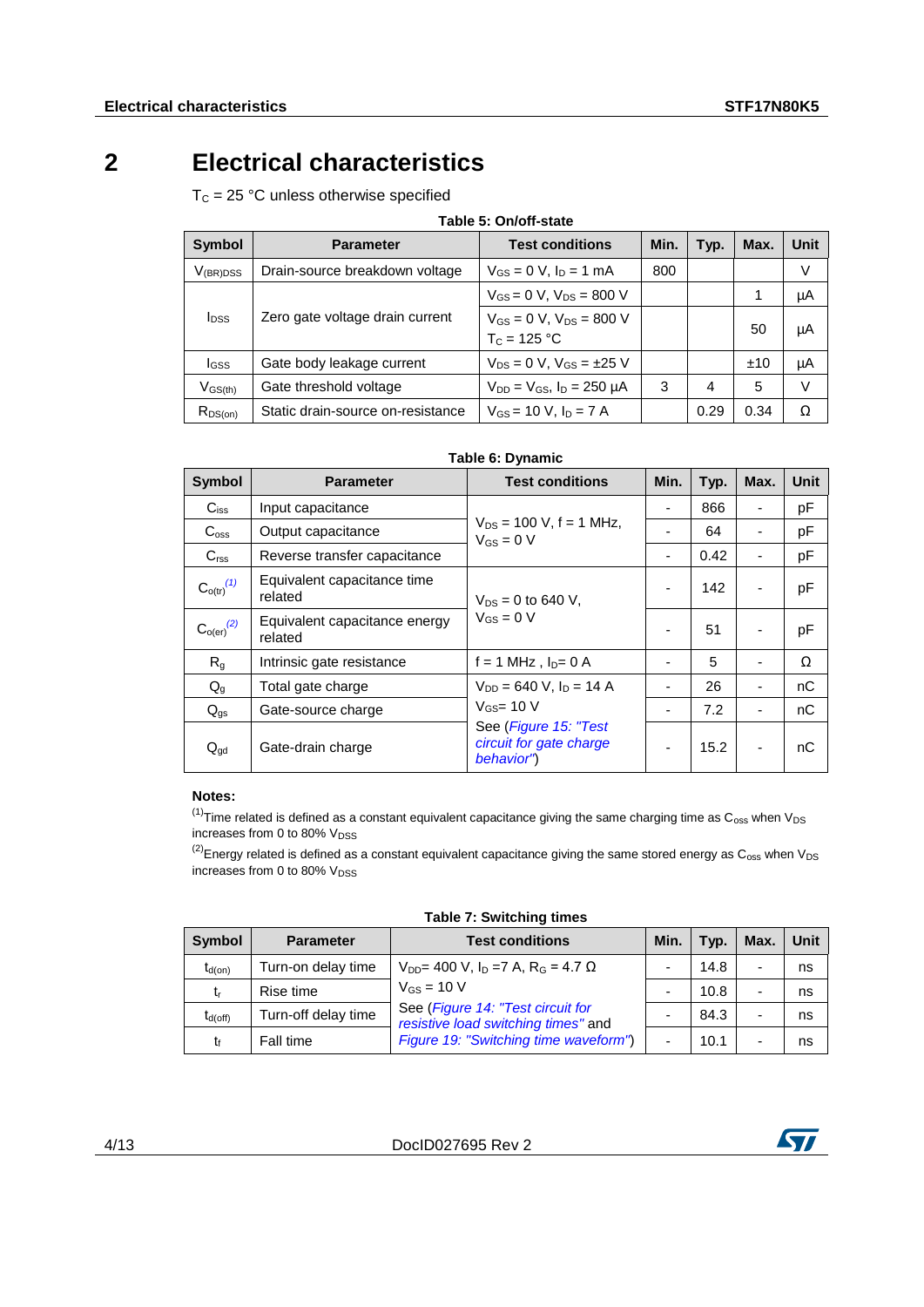# 2 Electrical characteristics

$T_C$ = 25 °C unless otherwise specified

**Table 5: On/off-state**

| Symbol | Parameter | Test conditions | Min. | Typ. | Max. | Unit |
|---|---|---|---|---|---|---|
| $V_{(BR)DSS}$ | Drain-source breakdown voltage | $V_{GS}$ = 0 V, $I_D$ = 1 mA | 800 | | | V |
| $I_{DSS}$ | Zero gate voltage drain current | $V_{GS}$ = 0 V, $V_{DS}$ = 800 V | | | 1 | µA |
| | | $V_{GS}$ = 0 V, $V_{DS}$ = 800 V $T_C$ = 125 °C | | | 50 | µA |
| $I_{GSS}$ | Gate body leakage current | $V_{DS}$ = 0 V, $V_{GS}$ = ±25 V | | | ±10 | µA |
| $V_{GS(th)}$ | Gate threshold voltage | $V_{DD}$ = $V_{GS}$, $I_D$ = 250 µA | 3 | 4 | 5 | V |
| $R_{DS(on)}$ | Static drain-source on-resistance | $V_{GS}$ = 10 V, $I_D$ = 7 A | | 0.29 | 0.34 | Ω |

**Table 6: Dynamic**

| Symbol | Parameter | Test conditions | Min. | Typ. | Max. | Unit |
|---|---|---|---|---|---|---|
| $C_{iss}$ | Input capacitance | $V_{DS}$ = 100 V, f = 1 MHz, $V_{GS}$ = 0 V | - | 866 | - | pF |
| $C_{oss}$ | Output capacitance | | - | 64 | - | pF |
| $C_{rss}$ | Reverse transfer capacitance | | - | 0.42 | - | pF |
| $C_{o(tr)}$ (1) | Equivalent capacitance time related | $V_{DS}$ = 0 to 640 V, $V_{GS}$ = 0 V | - | 142 | - | pF |
| $C_{o(er)}$ (2) | Equivalent capacitance energy related | | - | 51 | - | pF |
| $R_g$ | Intrinsic gate resistance | f = 1 MHz , $I_D$= 0 A | - | 5 | - | Ω |
| $Q_g$ | Total gate charge | $V_{DD}$ = 640 V, $I_D$ = 14 A $V_{GS}$= 10 V See (*Figure 15: "Test circuit for gate charge behavior"*) | - | 26 | - | nC |
| $Q_{gs}$ | Gate-source charge | | - | 7.2 | - | nC |
| $Q_{gd}$ | Gate-drain charge | | - | 15.2 | - | nC |

**Notes:**

(1)Time related is defined as a constant equivalent capacitance giving the same charging time as $C_{oss}$ when $V_{DS}$ increases from 0 to 80% $V_{DSS}$

(2)Energy related is defined as a constant equivalent capacitance giving the same stored energy as $C_{oss}$ when $V_{DS}$ increases from 0 to 80% $V_{DSS}$

**Table 7: Switching times**

| Symbol | Parameter | Test conditions | Min. | Typ. | Max. | Unit |
|---|---|---|---|---|---|---|
| $t_{d(on)}$ | Turn-on delay time | $V_{DD}$= 400 V, $I_D$ =7 A, $R_G$ = 4.7 Ω $V_{GS}$ = 10 V See (*Figure 14: "Test circuit for resistive load switching times"* and *Figure 19: "Switching time waveform"*) | - | 14.8 | - | ns |
| $t_r$ | Rise time | | - | 10.8 | - | ns |
| $t_{d(off)}$ | Turn-off delay time | | - | 84.3 | - | ns |
| $t_f$ | Fall time | | - | 10.1 | - | ns |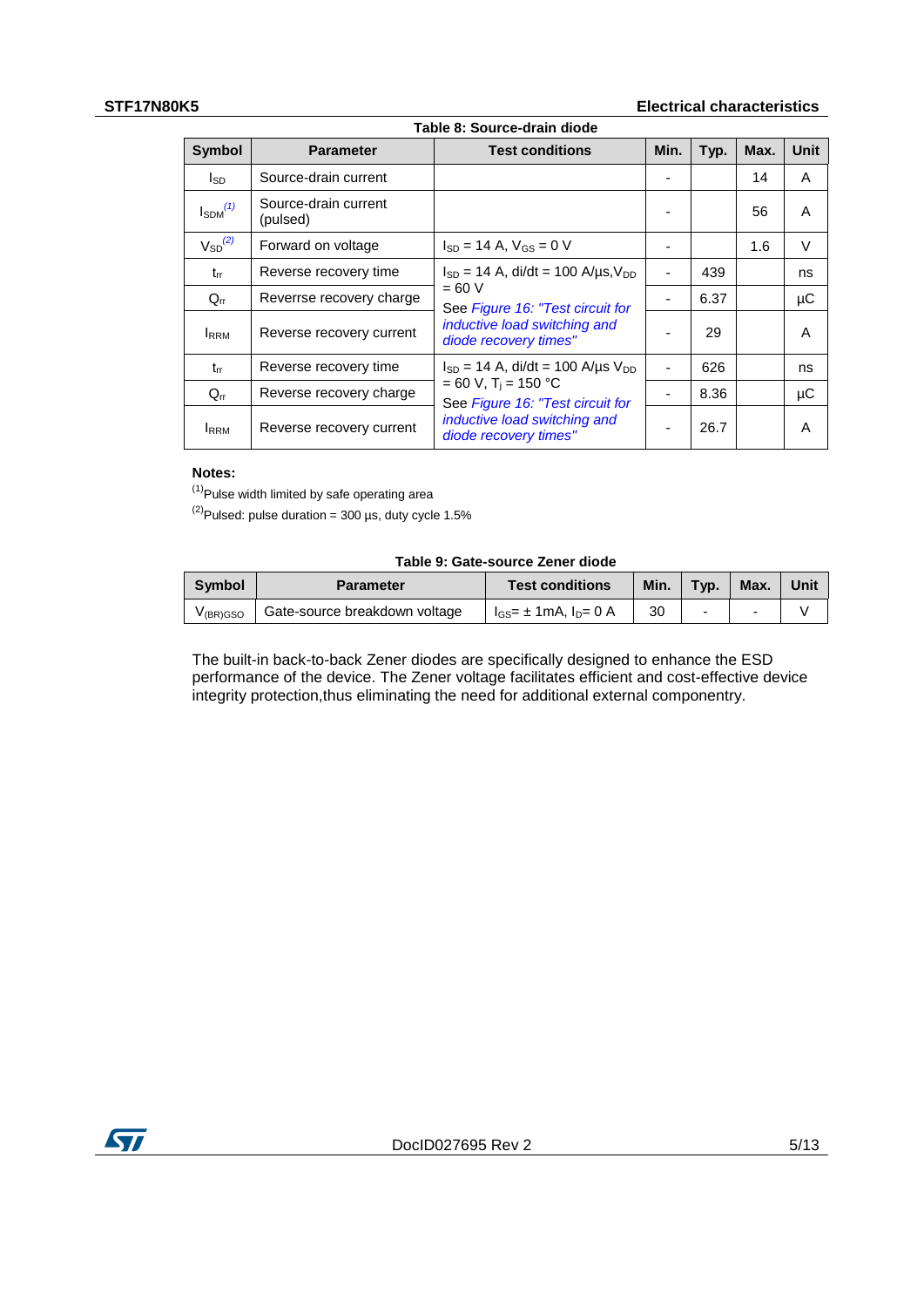**Table 8: Source-drain diode**

| Symbol | Parameter | Test conditions | Min. | Typ. | Max. | Unit |
|---|---|---|---|---|---|---|
| $I_{SD}$ | Source-drain current | | - | | 14 | A |
| $I_{SDM}$ [(1)] | Source-drain current (pulsed) | | - | | 56 | A |
| $V_{SD}$ [(2)] | Forward on voltage | $I_{SD}$ = 14 A, $V_{GS}$ = 0 V | - | | 1.6 | V |
| $t_{rr}$ | Reverse recovery time | $I_{SD}$ = 14 A, di/dt = 100 A/µs, $V_{DD}$ = 60 V<br>See *Figure 16: "Test circuit for inductive load switching and diode recovery times"* | - | 439 | | ns |
| $Q_{rr}$ | Reverrse recovery charge | | - | 6.37 | | µC |
| $I_{RRM}$ | Reverse recovery current | | - | 29 | | A |
| $t_{rr}$ | Reverse recovery time | $I_{SD}$ = 14 A, di/dt = 100 A/µs $V_{DD}$ = 60 V, $T_j$ = 150 °C<br>See *Figure 16: "Test circuit for inductive load switching and diode recovery times"* | - | 626 | | ns |
| $Q_{rr}$ | Reverse recovery charge | | - | 8.36 | | µC |
| $I_{RRM}$ | Reverse recovery current | | - | 26.7 | | A |

**Notes:**

(1) Pulse width limited by safe operating area

(2) Pulsed: pulse duration = 300 µs, duty cycle 1.5%

**Table 9: Gate-source Zener diode**

| Symbol | Parameter | Test conditions | Min. | Typ. | Max. | Unit |
|---|---|---|---|---|---|---|
| $V_{(BR)GSO}$ | Gate-source breakdown voltage | $I_{GS}$= ± 1mA, $I_D$= 0 A | 30 | - | - | V |

The built-in back-to-back Zener diodes are specifically designed to enhance the ESD performance of the device. The Zener voltage facilitates efficient and cost-effective device integrity protection,thus eliminating the need for additional external componentry.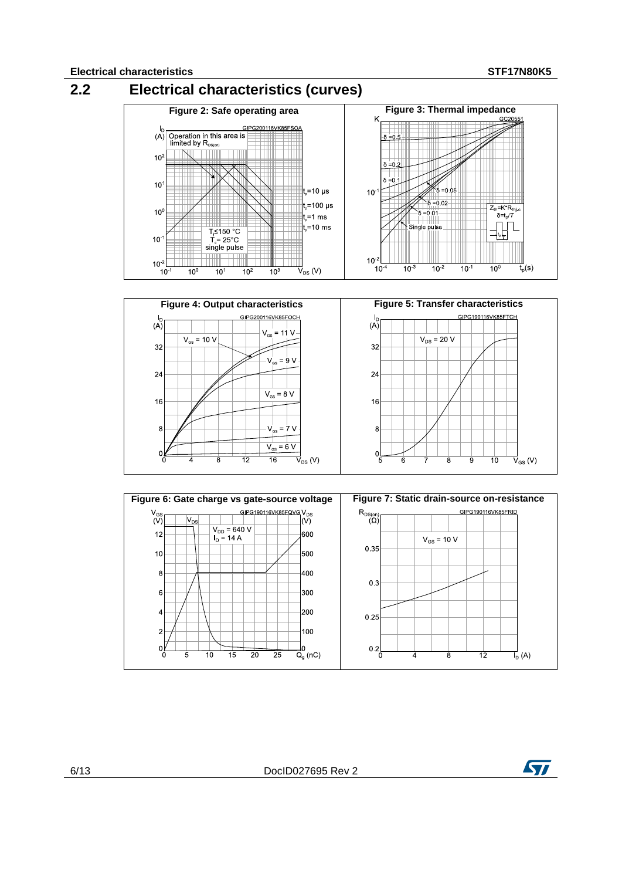## 2.2 Electrical characteristics (curves)

**Figure 2: Safe operating area**

**Figure 3: Thermal impedance**

**Figure 4: Output characteristics**

**Figure 5: Transfer characteristics**

**Figure 6: Gate charge vs gate-source voltage**

**Figure 7: Static drain-source on-resistance**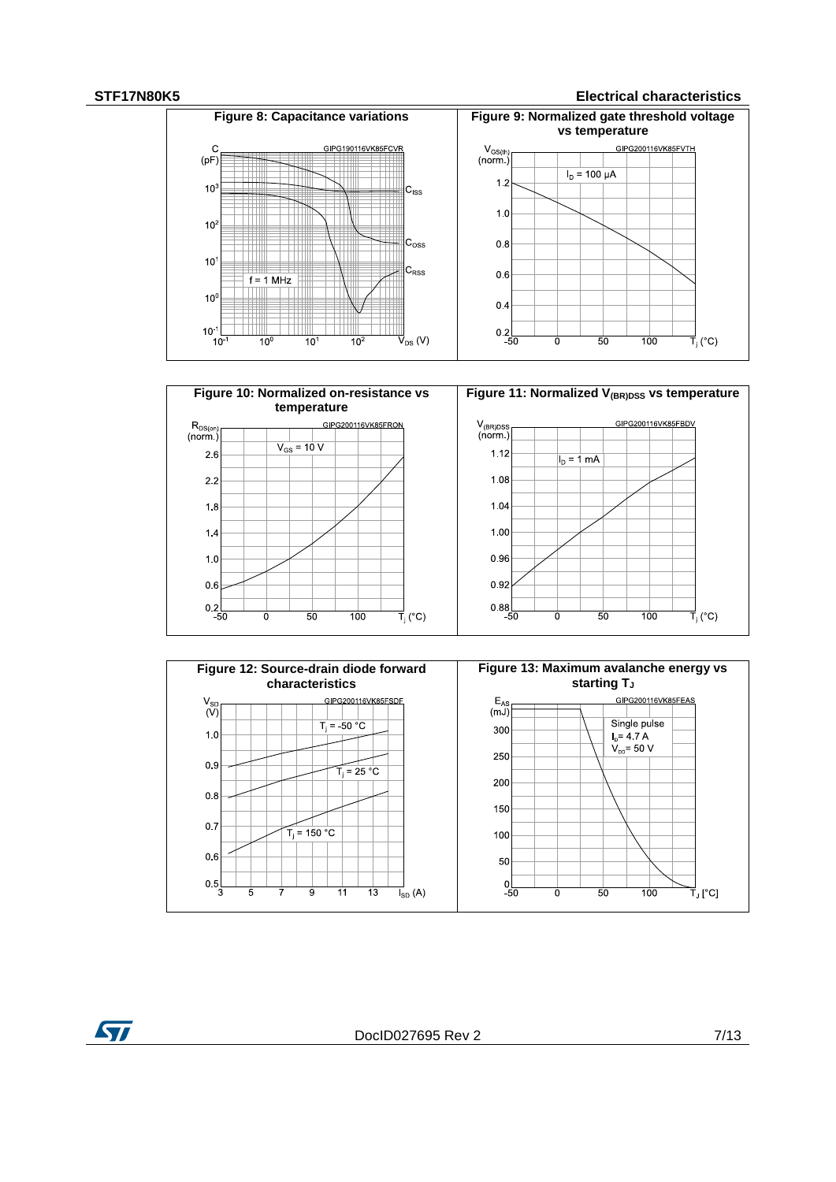**Figure 8: Capacitance variations**

**Figure 9: Normalized gate threshold voltage vs temperature**

**Figure 10: Normalized on-resistance vs temperature**

**Figure 11: Normalized $V_{(BR)DSS}$ vs temperature**

**Figure 12: Source-drain diode forward characteristics**

**Figure 13: Maximum avalanche energy vs starting $T_J$**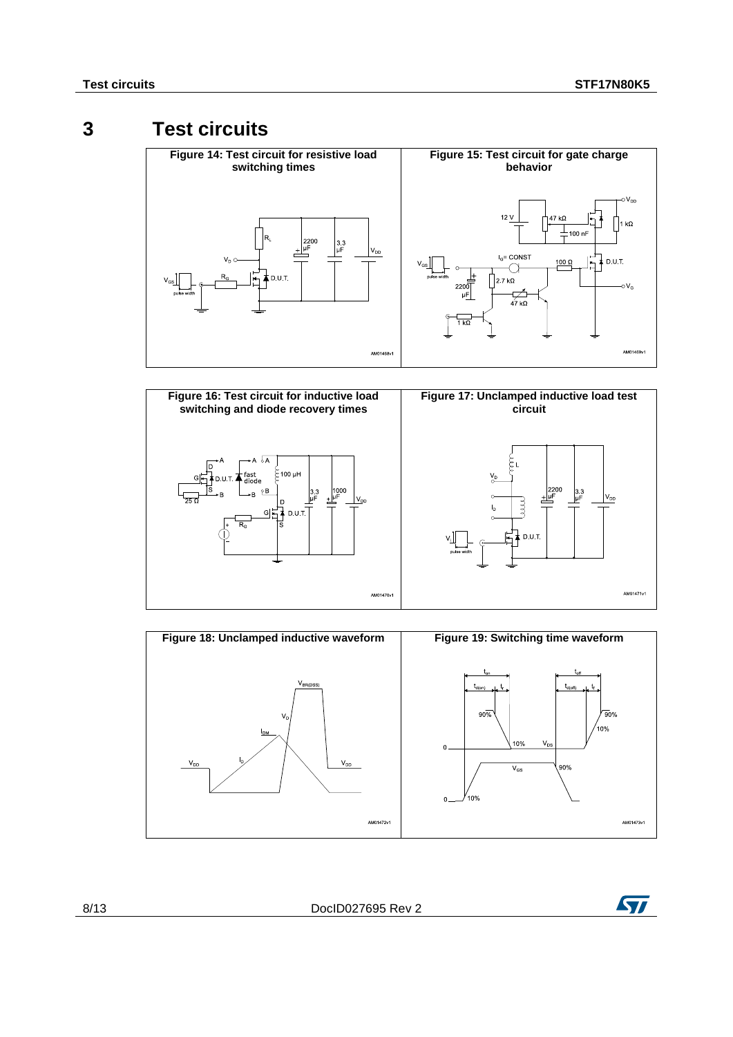# 3 Test circuits

**Figure 14: Test circuit for resistive load switching times**

**Figure 15: Test circuit for gate charge behavior**

**Figure 16: Test circuit for inductive load switching and diode recovery times**

**Figure 17: Unclamped inductive load test circuit**

**Figure 18: Unclamped inductive waveform**

**Figure 19: Switching time waveform**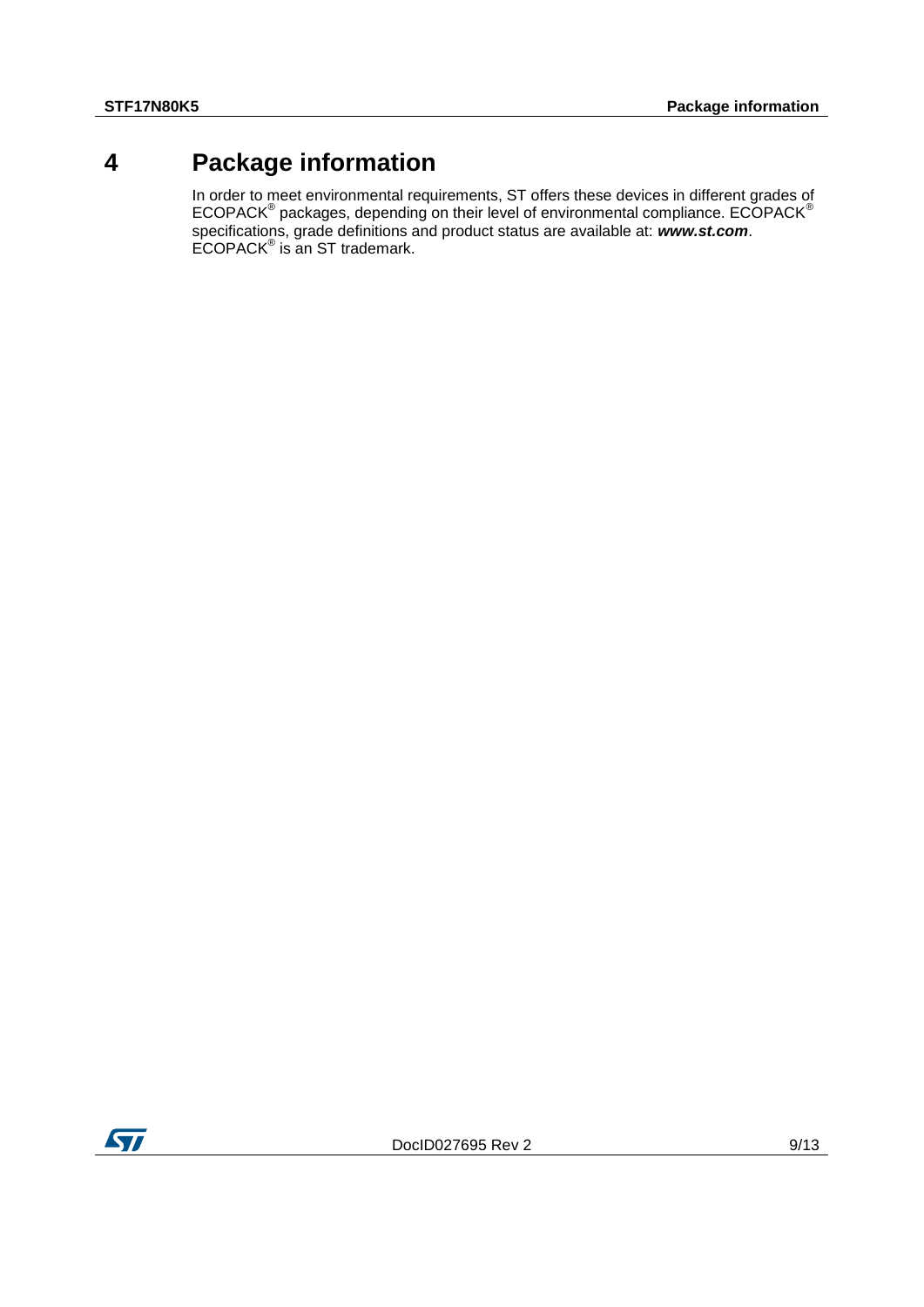# 4 Package information

In order to meet environmental requirements, ST offers these devices in different grades of ECOPACK® packages, depending on their level of environmental compliance. ECOPACK® specifications, grade definitions and product status are available at: ***www.st.com***. ECOPACK® is an ST trademark.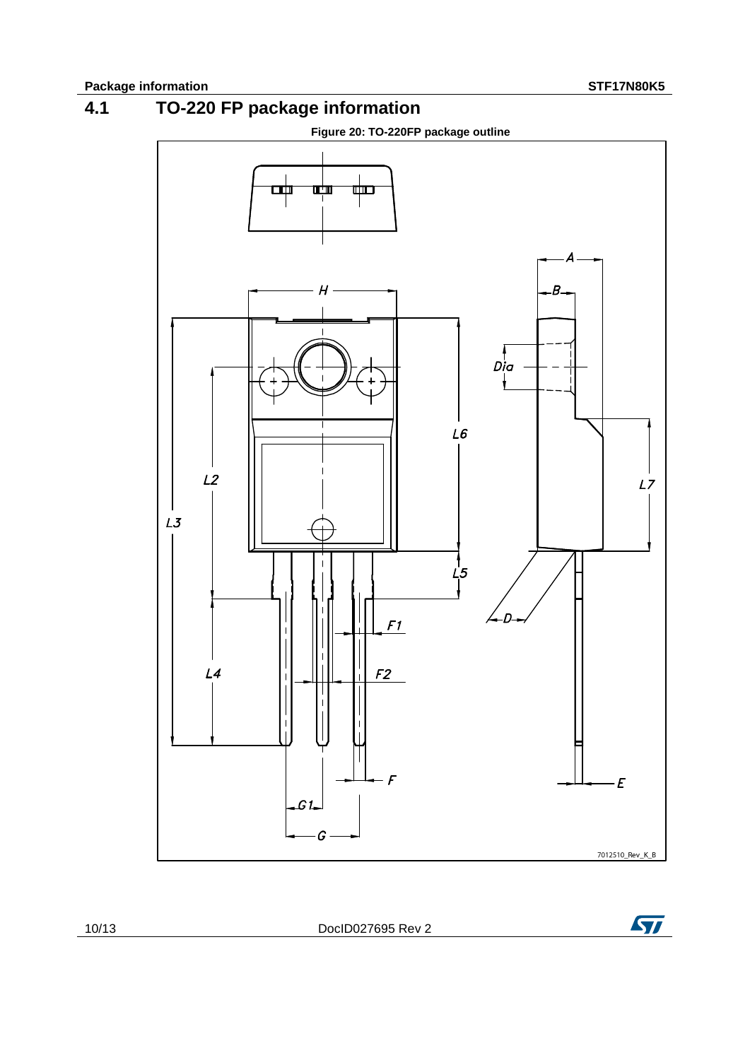## 4.1 TO-220 FP package information

**Figure 20: TO-220FP package outline**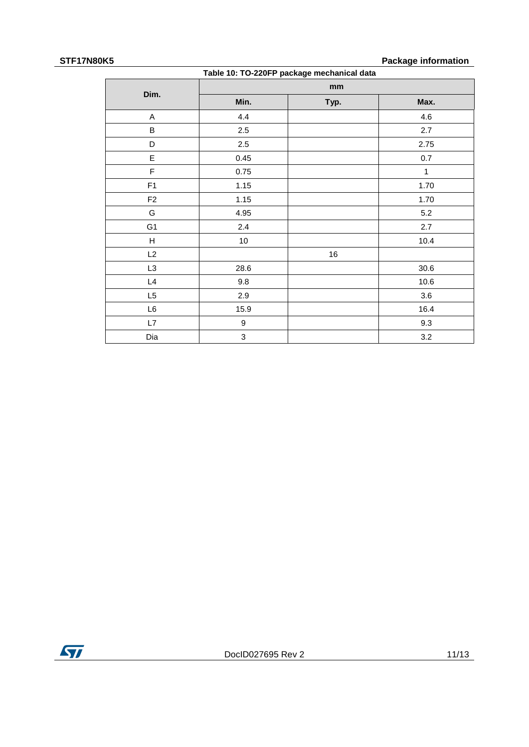Table 10: TO-220FP package mechanical data

| Dim. | mm | | |
|---|---|---|---|
| | Min. | Typ. | Max. |
| A | 4.4 | | 4.6 |
| B | 2.5 | | 2.7 |
| D | 2.5 | | 2.75 |
| E | 0.45 | | 0.7 |
| F | 0.75 | | 1 |
| F1 | 1.15 | | 1.70 |
| F2 | 1.15 | | 1.70 |
| G | 4.95 | | 5.2 |
| G1 | 2.4 | | 2.7 |
| H | 10 | | 10.4 |
| L2 | | 16 | |
| L3 | 28.6 | | 30.6 |
| L4 | 9.8 | | 10.6 |
| L5 | 2.9 | | 3.6 |
| L6 | 15.9 | | 16.4 |
| L7 | 9 | | 9.3 |
| Dia | 3 | | 3.2 |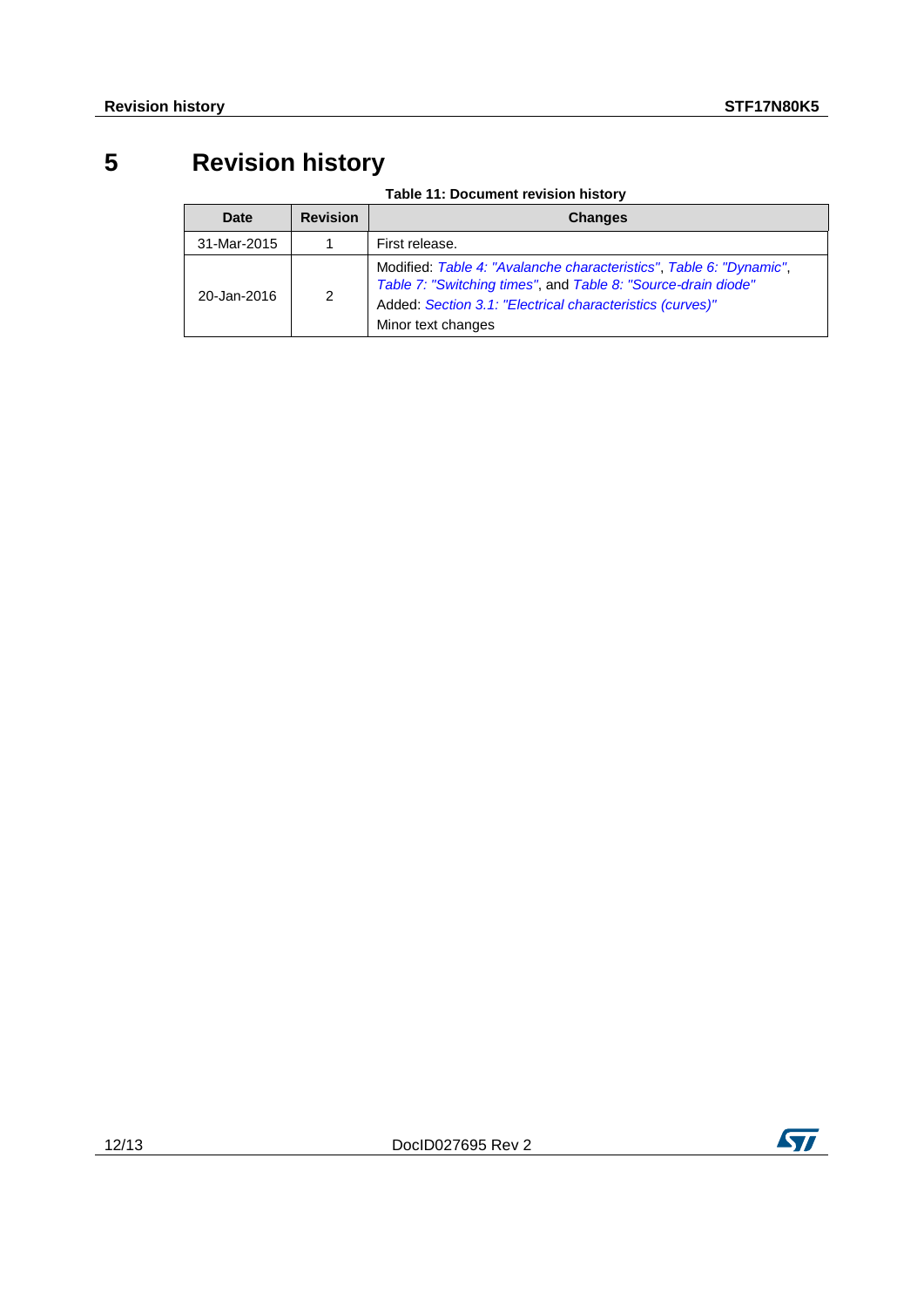# 5 Revision history

**Table 11: Document revision history**

| Date | Revision | Changes |
|---|---|---|
| 31-Mar-2015 | 1 | First release. |
| 20-Jan-2016 | 2 | Modified: *Table 4: "Avalanche characteristics"*, *Table 6: "Dynamic"*, *Table 7: "Switching times"*, and *Table 8: "Source-drain diode"*<br>Added: *Section 3.1: "Electrical characteristics (curves)"*<br>Minor text changes |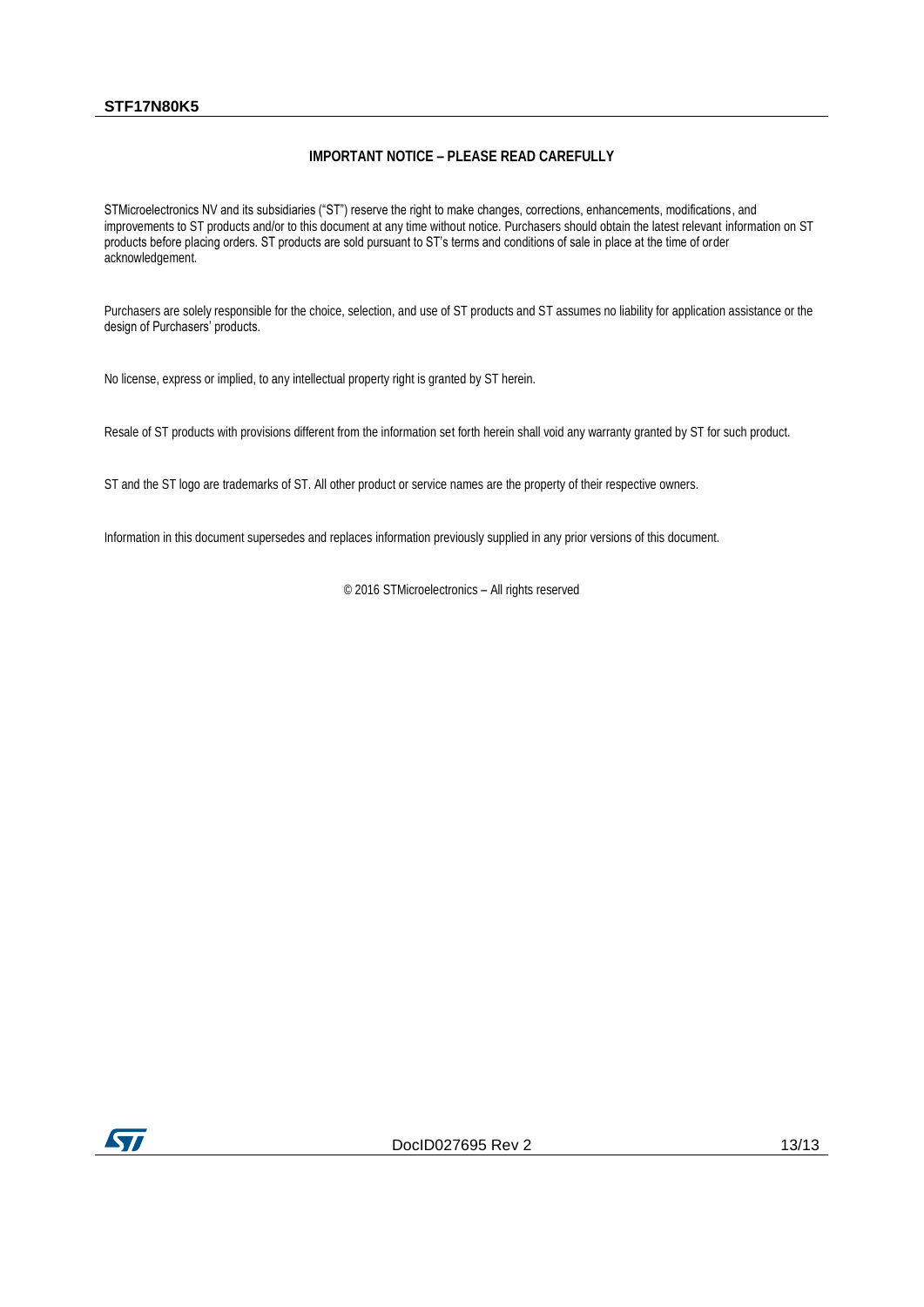## IMPORTANT NOTICE – PLEASE READ CAREFULLY

STMicroelectronics NV and its subsidiaries ("ST") reserve the right to make changes, corrections, enhancements, modifications, and improvements to ST products and/or to this document at any time without notice. Purchasers should obtain the latest relevant information on ST products before placing orders. ST products are sold pursuant to ST's terms and conditions of sale in place at the time of order acknowledgement.

Purchasers are solely responsible for the choice, selection, and use of ST products and ST assumes no liability for application assistance or the design of Purchasers' products.

No license, express or implied, to any intellectual property right is granted by ST herein.

Resale of ST products with provisions different from the information set forth herein shall void any warranty granted by ST for such product.

ST and the ST logo are trademarks of ST. All other product or service names are the property of their respective owners.

Information in this document supersedes and replaces information previously supplied in any prior versions of this document.

© 2016 STMicroelectronics – All rights reserved